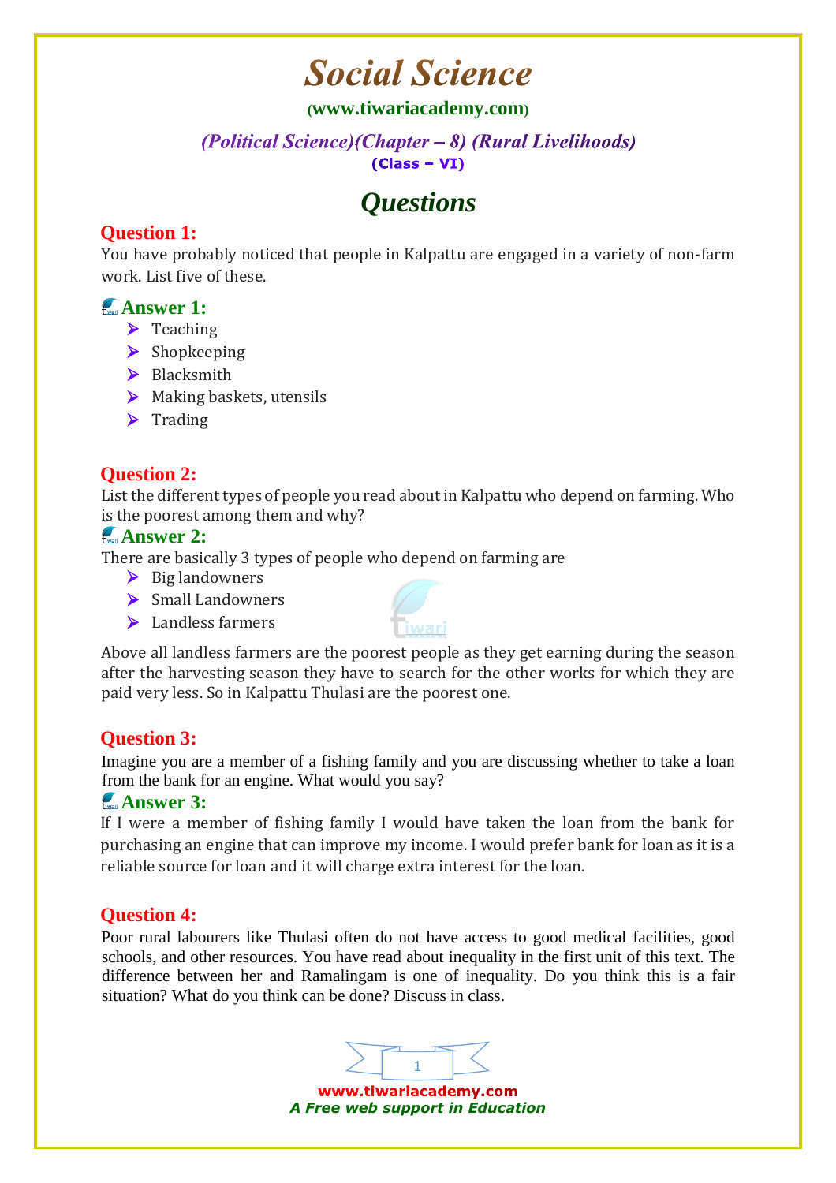# Social Science

(www.tiwariacademy.com)

### *(Political Science)(Chapter – 8) (Rural Livelihoods)*

**(Class – VI)**

## *Questions*

**Question 1:**

You have probably noticed that people in Kalpattu are engaged in a variety of non-farm work. List five of these.

**Answer 1:**

- Teaching
- Shopkeeping
- Blacksmith
- Making baskets, utensils
- Trading

**Question 2:**

List the different types of people you read about in Kalpattu who depend on farming. Who is the poorest among them and why?

**Answer 2:**

There are basically 3 types of people who depend on farming are

- Big landowners
- Small Landowners
- Landless farmers

Above all landless farmers are the poorest people as they get earning during the season after the harvesting season they have to search for the other works for which they are paid very less. So in Kalpattu Thulasi are the poorest one.

**Question 3:**

Imagine you are a member of a fishing family and you are discussing whether to take a loan from the bank for an engine. What would you say?

**Answer 3:**

If I were a member of fishing family I would have taken the loan from the bank for purchasing an engine that can improve my income. I would prefer bank for loan as it is a reliable source for loan and it will charge extra interest for the loan.

**Question 4:**

Poor rural labourers like Thulasi often do not have access to good medical facilities, good schools, and other resources. You have read about inequality in the first unit of this text. The difference between her and Ramalingam is one of inequality. Do you think this is a fair situation? What do you think can be done? Discuss in class.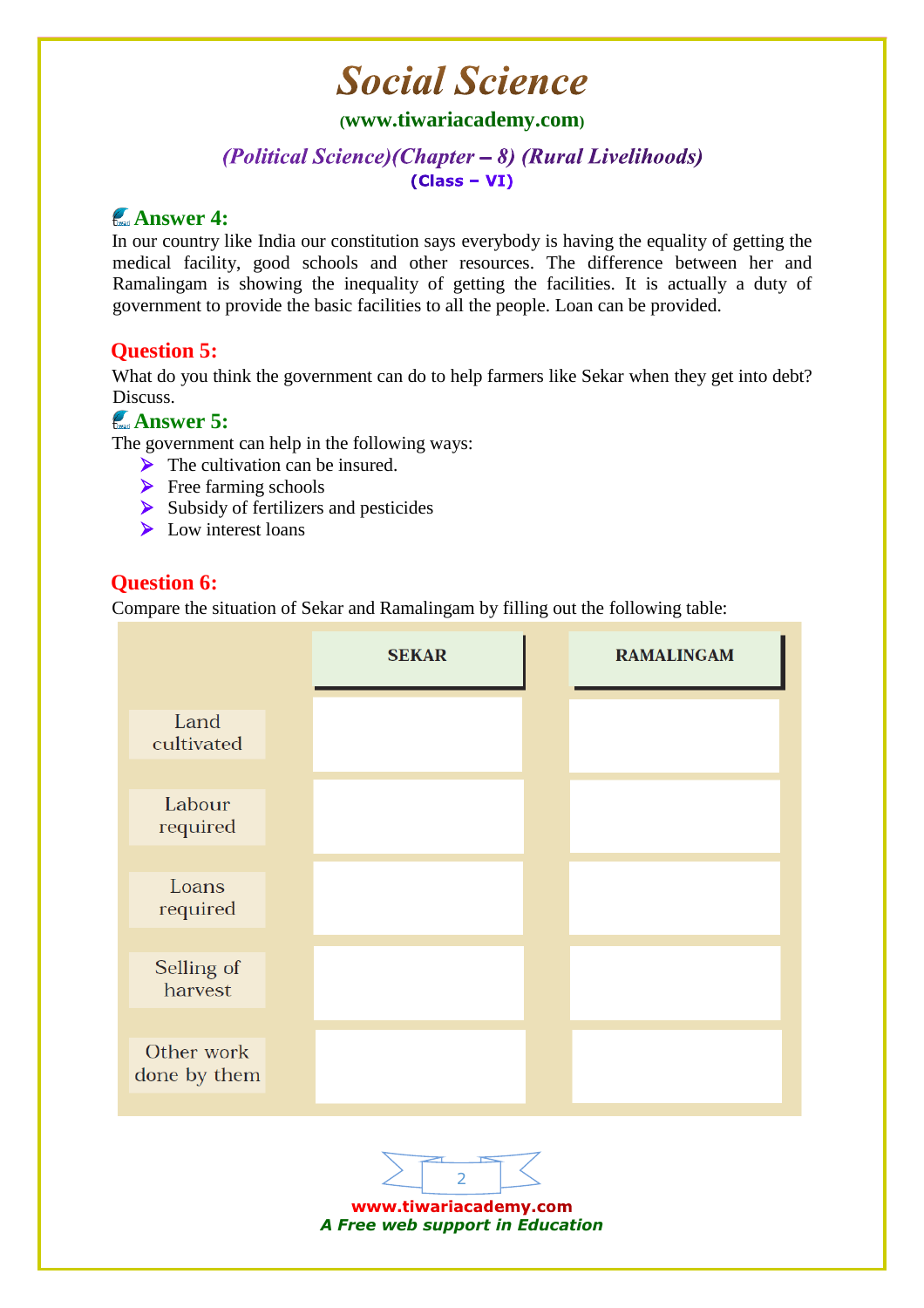## Answer 4:

In our country like India our constitution says everybody is having the equality of getting the medical facility, good schools and other resources. The difference between her and Ramalingam is showing the inequality of getting the facilities. It is actually a duty of government to provide the basic facilities to all the people. Loan can be provided.

## Question 5:

What do you think the government can do to help farmers like Sekar when they get into debt? Discuss.

## Answer 5:

The government can help in the following ways:

- The cultivation can be insured.
- Free farming schools
- Subsidy of fertilizers and pesticides
- Low interest loans

## Question 6:

Compare the situation of Sekar and Ramalingam by filling out the following table:

| | SEKAR | RAMALINGAM |
|---|---|---|
| Land cultivated | | |
| Labour required | | |
| Loans required | | |
| Selling of harvest | | |
| Other work done by them | | |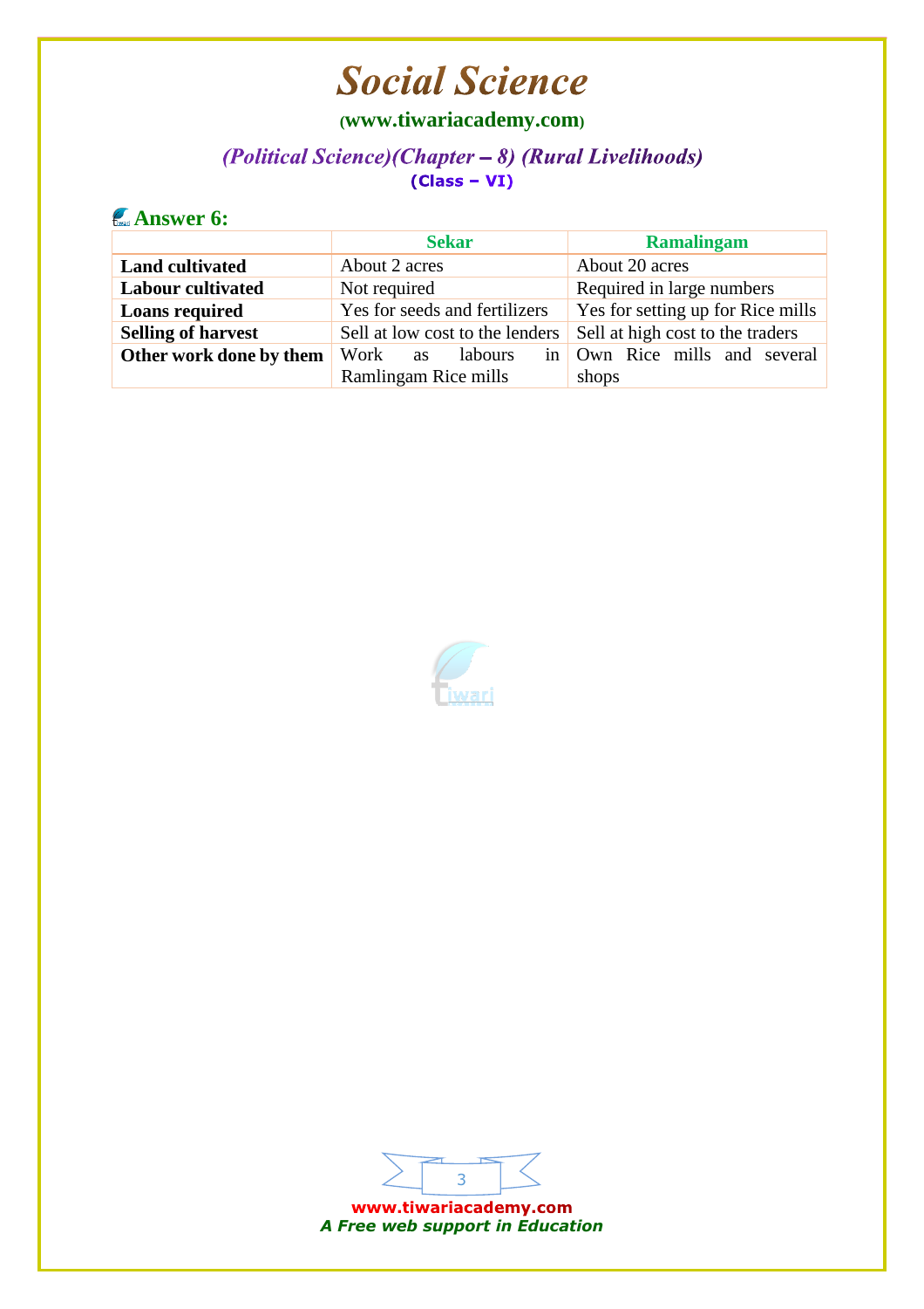# Social Science

(www.tiwariacademy.com)

*(Political Science)(Chapter – 8) (Rural Livelihoods)*

**(Class – VI)**

### Answer 6:

| | Sekar | Ramalingam |
|---|---|---|
| **Land cultivated** | About 2 acres | About 20 acres |
| **Labour cultivated** | Not required | Required in large numbers |
| **Loans required** | Yes for seeds and fertilizers | Yes for setting up for Rice mills |
| **Selling of harvest** | Sell at low cost to the lenders | Sell at high cost to the traders |
| **Other work done by them** | Work as labours in Ramlingam Rice mills | Own Rice mills and several shops |